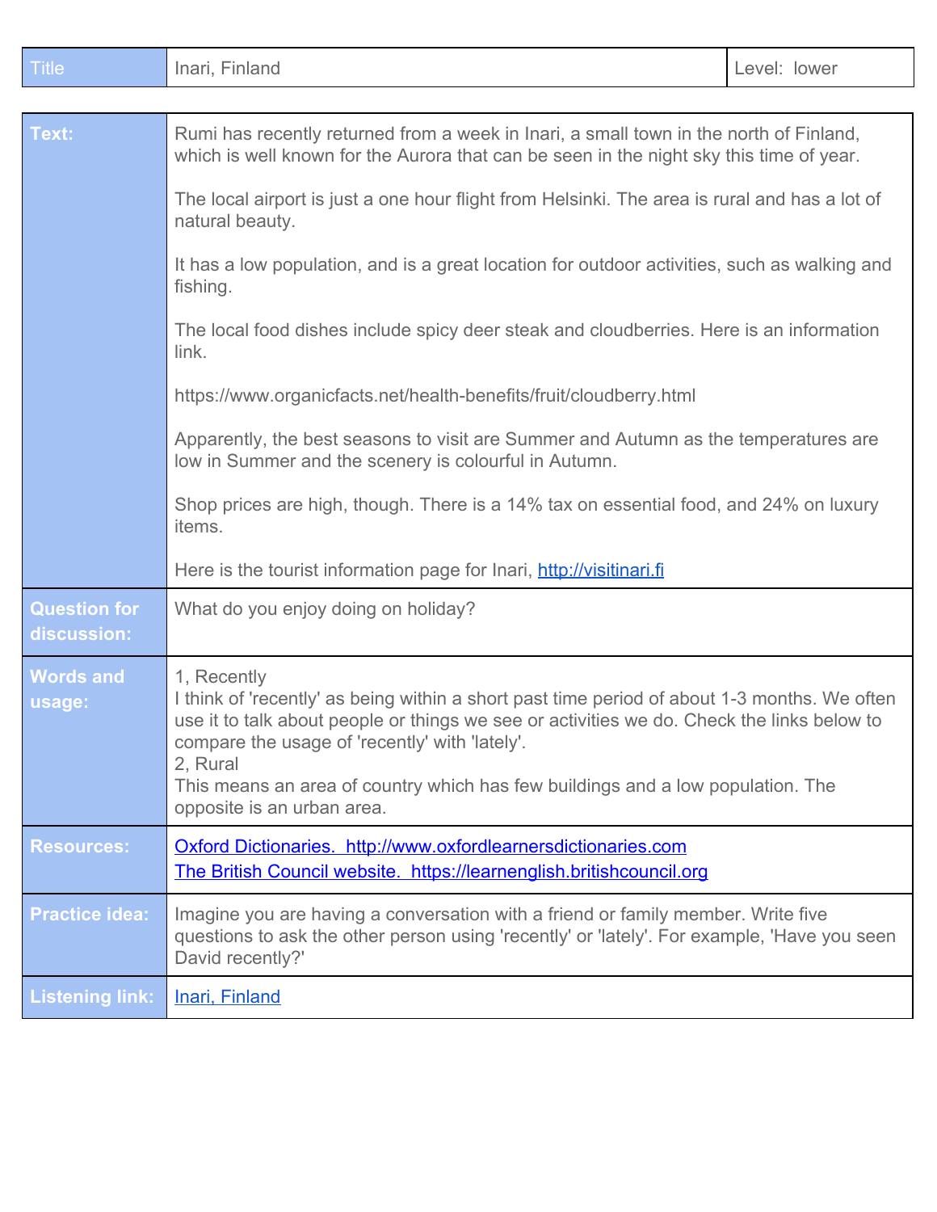| Title | Inari, Finland | Level: lower |
| --- | --- | --- |

| | |
| --- | --- |
| **Text:** | Rumi has recently returned from a week in Inari, a small town in the north of Finland, which is well known for the Aurora that can be seen in the night sky this time of year.<br><br>The local airport is just a one hour flight from Helsinki. The area is rural and has a lot of natural beauty.<br><br>It has a low population, and is a great location for outdoor activities, such as walking and fishing.<br><br>The local food dishes include spicy deer steak and cloudberries. Here is an information link.<br><br>https://www.organicfacts.net/health-benefits/fruit/cloudberry.html<br><br>Apparently, the best seasons to visit are Summer and Autumn as the temperatures are low in Summer and the scenery is colourful in Autumn.<br><br>Shop prices are high, though. There is a 14% tax on essential food, and 24% on luxury items.<br><br>Here is the tourist information page for Inari, [http://visitinari.fi](http://visitinari.fi) |
| **Question for discussion:** | What do you enjoy doing on holiday? |
| **Words and usage:** | 1, Recently<br>I think of 'recently' as being within a short past time period of about 1-3 months. We often use it to talk about people or things we see or activities we do. Check the links below to compare the usage of 'recently' with 'lately'.<br>2, Rural<br>This means an area of country which has few buildings and a low population. The opposite is an urban area. |
| **Resources:** | [Oxford Dictionaries. http://www.oxfordlearnersdictionaries.com](http://www.oxfordlearnersdictionaries.com)<br>[The British Council website. https://learnenglish.britishcouncil.org](https://learnenglish.britishcouncil.org) |
| **Practice idea:** | Imagine you are having a conversation with a friend or family member. Write five questions to ask the other person using 'recently' or 'lately'. For example, 'Have you seen David recently?' |
| **Listening link:** | Inari, Finland |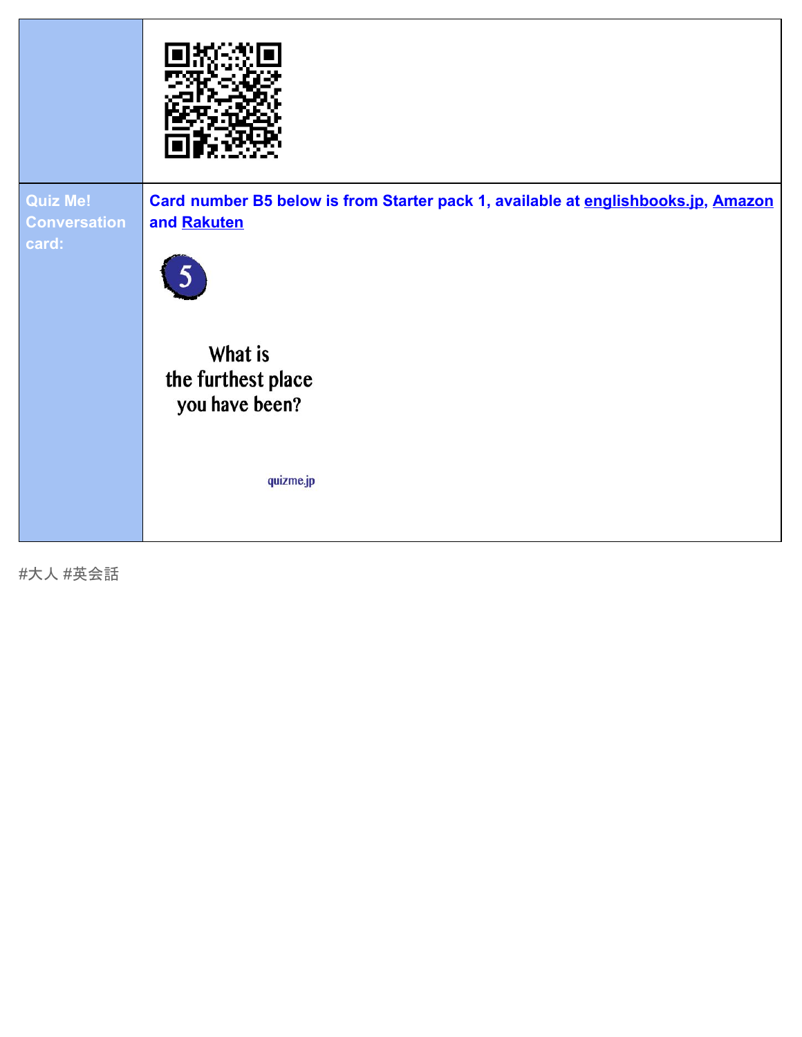| | |
|---|---|
| | |
| Quiz Me! Conversation card: | **Card number B5 below is from Starter pack 1, available at englishbooks.jp, Amazon and Rakuten**<br><br>5<br><br>What is the furthest place you have been?<br><br>quizme.jp |

#大人 #英会話